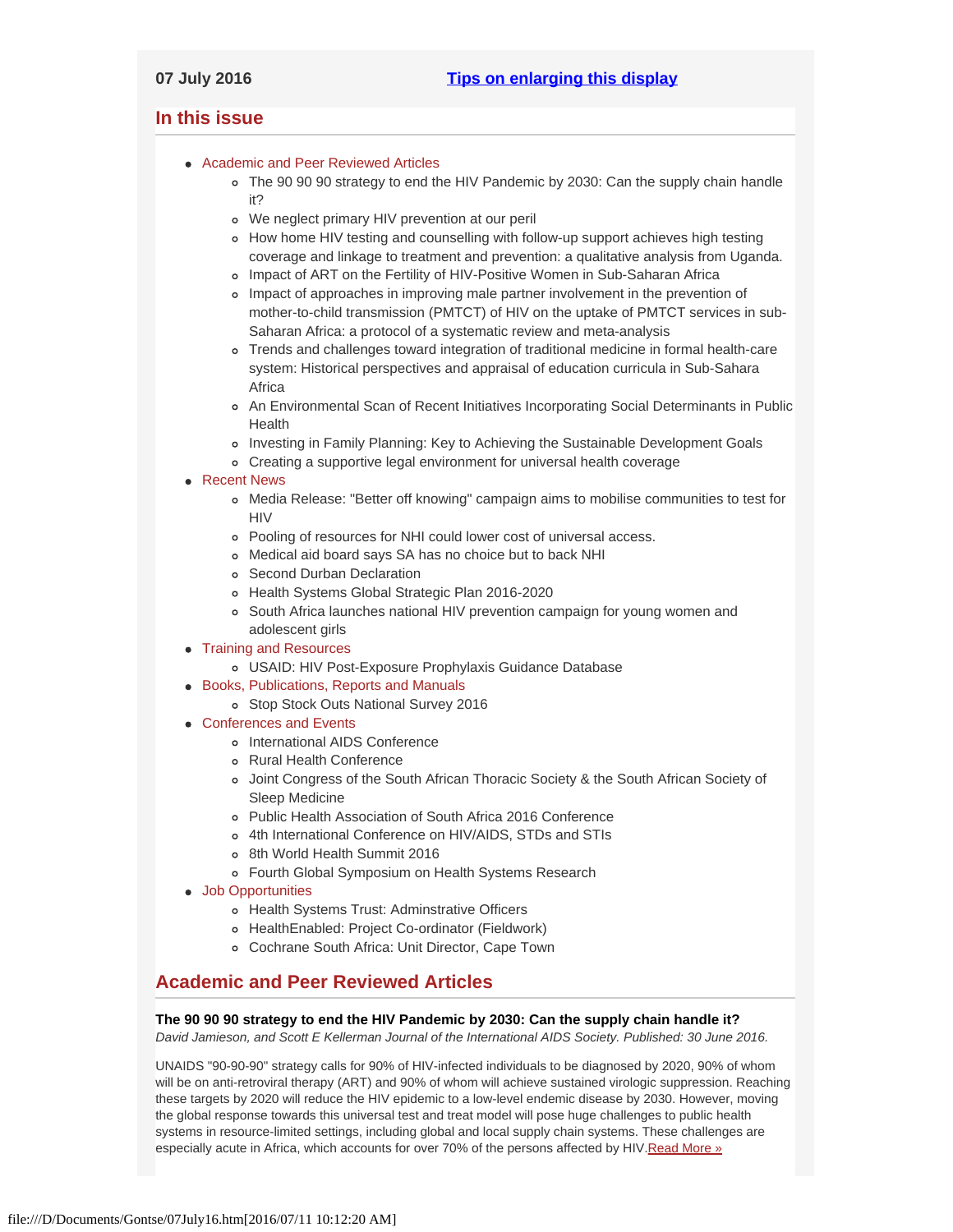07 July 2016 [Tips on enlarging this display]

## In this issue

- Academic and Peer Reviewed Articles
  - The 90 90 90 strategy to end the HIV Pandemic by 2030: Can the supply chain handle it?
  - We neglect primary HIV prevention at our peril
  - How home HIV testing and counselling with follow-up support achieves high testing coverage and linkage to treatment and prevention: a qualitative analysis from Uganda.
  - Impact of ART on the Fertility of HIV-Positive Women in Sub-Saharan Africa
  - Impact of approaches in improving male partner involvement in the prevention of mother-to-child transmission (PMTCT) of HIV on the uptake of PMTCT services in sub-Saharan Africa: a protocol of a systematic review and meta-analysis
  - Trends and challenges toward integration of traditional medicine in formal health-care system: Historical perspectives and appraisal of education curricula in Sub-Sahara Africa
  - An Environmental Scan of Recent Initiatives Incorporating Social Determinants in Public Health
  - Investing in Family Planning: Key to Achieving the Sustainable Development Goals
  - Creating a supportive legal environment for universal health coverage
- Recent News
  - Media Release: "Better off knowing" campaign aims to mobilise communities to test for HIV
  - Pooling of resources for NHI could lower cost of universal access.
  - Medical aid board says SA has no choice but to back NHI
  - Second Durban Declaration
  - Health Systems Global Strategic Plan 2016-2020
  - South Africa launches national HIV prevention campaign for young women and adolescent girls
- Training and Resources
  - USAID: HIV Post-Exposure Prophylaxis Guidance Database
- Books, Publications, Reports and Manuals
  - Stop Stock Outs National Survey 2016
- Conferences and Events
  - International AIDS Conference
  - Rural Health Conference
  - Joint Congress of the South African Thoracic Society & the South African Society of Sleep Medicine
  - Public Health Association of South Africa 2016 Conference
  - 4th International Conference on HIV/AIDS, STDs and STIs
  - 8th World Health Summit 2016
  - Fourth Global Symposium on Health Systems Research
- Job Opportunities
  - Health Systems Trust: Adminstrative Officers
  - HealthEnabled: Project Co-ordinator (Fieldwork)
  - Cochrane South Africa: Unit Director, Cape Town

## Academic and Peer Reviewed Articles

**The 90 90 90 strategy to end the HIV Pandemic by 2030: Can the supply chain handle it?**
*David Jamieson, and Scott E Kellerman Journal of the International AIDS Society. Published: 30 June 2016.*

UNAIDS "90-90-90" strategy calls for 90% of HIV-infected individuals to be diagnosed by 2020, 90% of whom will be on anti-retroviral therapy (ART) and 90% of whom will achieve sustained virologic suppression. Reaching these targets by 2020 will reduce the HIV epidemic to a low-level endemic disease by 2030. However, moving the global response towards this universal test and treat model will pose huge challenges to public health systems in resource-limited settings, including global and local supply chain systems. These challenges are especially acute in Africa, which accounts for over 70% of the persons affected by HIV. Read More »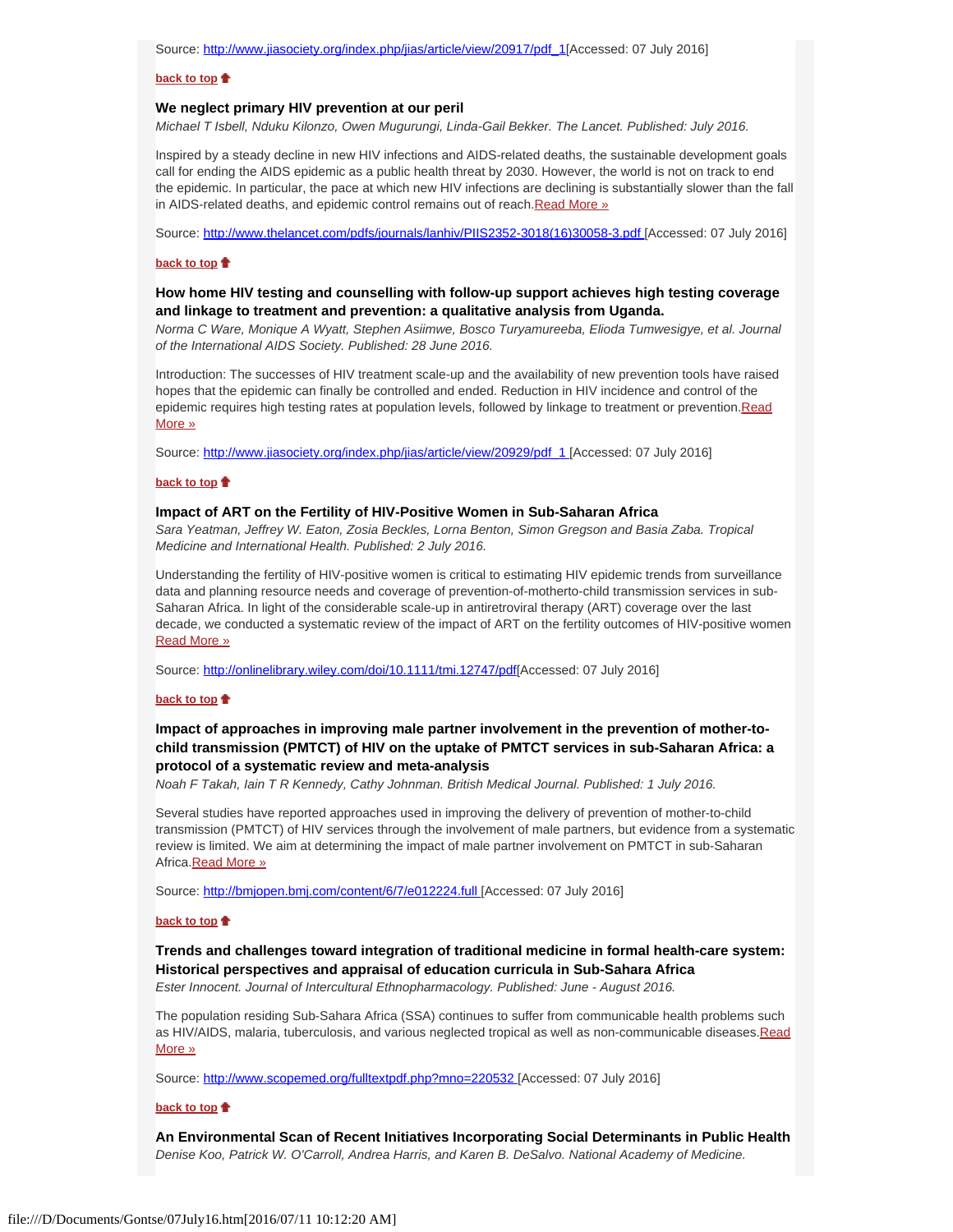Source: http://www.jiasociety.org/index.php/jias/article/view/20917/pdf_1[Accessed: 07 July 2016]

**back to top**

### We neglect primary HIV prevention at our peril

*Michael T Isbell, Nduku Kilonzo, Owen Mugurungi, Linda-Gail Bekker. The Lancet. Published: July 2016.*

Inspired by a steady decline in new HIV infections and AIDS-related deaths, the sustainable development goals call for ending the AIDS epidemic as a public health threat by 2030. However, the world is not on track to end the epidemic. In particular, the pace at which new HIV infections are declining is substantially slower than the fall in AIDS-related deaths, and epidemic control remains out of reach.Read More »

Source: http://www.thelancet.com/pdfs/journals/lanhiv/PIIS2352-3018(16)30058-3.pdf [Accessed: 07 July 2016]

**back to top**

### How home HIV testing and counselling with follow-up support achieves high testing coverage and linkage to treatment and prevention: a qualitative analysis from Uganda.

*Norma C Ware, Monique A Wyatt, Stephen Asiimwe, Bosco Turyamureeba, Elioda Tumwesigye, et al. Journal of the International AIDS Society. Published: 28 June 2016.*

Introduction: The successes of HIV treatment scale-up and the availability of new prevention tools have raised hopes that the epidemic can finally be controlled and ended. Reduction in HIV incidence and control of the epidemic requires high testing rates at population levels, followed by linkage to treatment or prevention.Read More »

Source: http://www.jiasociety.org/index.php/jias/article/view/20929/pdf_1 [Accessed: 07 July 2016]

**back to top**

### Impact of ART on the Fertility of HIV-Positive Women in Sub-Saharan Africa

*Sara Yeatman, Jeffrey W. Eaton, Zosia Beckles, Lorna Benton, Simon Gregson and Basia Zaba. Tropical Medicine and International Health. Published: 2 July 2016.*

Understanding the fertility of HIV-positive women is critical to estimating HIV epidemic trends from surveillance data and planning resource needs and coverage of prevention-of-motherto-child transmission services in sub-Saharan Africa. In light of the considerable scale-up in antiretroviral therapy (ART) coverage over the last decade, we conducted a systematic review of the impact of ART on the fertility outcomes of HIV-positive women Read More »

Source: http://onlinelibrary.wiley.com/doi/10.1111/tmi.12747/pdf[Accessed: 07 July 2016]

**back to top**

### Impact of approaches in improving male partner involvement in the prevention of mother-to-child transmission (PMTCT) of HIV on the uptake of PMTCT services in sub-Saharan Africa: a protocol of a systematic review and meta-analysis

*Noah F Takah, Iain T R Kennedy, Cathy Johnman. British Medical Journal. Published: 1 July 2016.*

Several studies have reported approaches used in improving the delivery of prevention of mother-to-child transmission (PMTCT) of HIV services through the involvement of male partners, but evidence from a systematic review is limited. We aim at determining the impact of male partner involvement on PMTCT in sub-Saharan Africa.Read More »

Source: http://bmjopen.bmj.com/content/6/7/e012224.full [Accessed: 07 July 2016]

**back to top**

### Trends and challenges toward integration of traditional medicine in formal health-care system: Historical perspectives and appraisal of education curricula in Sub-Sahara Africa

*Ester Innocent. Journal of Intercultural Ethnopharmacology. Published: June - August 2016.*

The population residing Sub-Sahara Africa (SSA) continues to suffer from communicable health problems such as HIV/AIDS, malaria, tuberculosis, and various neglected tropical as well as non-communicable diseases.Read More »

Source: http://www.scopemed.org/fulltextpdf.php?mno=220532 [Accessed: 07 July 2016]

**back to top**

### An Environmental Scan of Recent Initiatives Incorporating Social Determinants in Public Health

*Denise Koo, Patrick W. O'Carroll, Andrea Harris, and Karen B. DeSalvo. National Academy of Medicine.*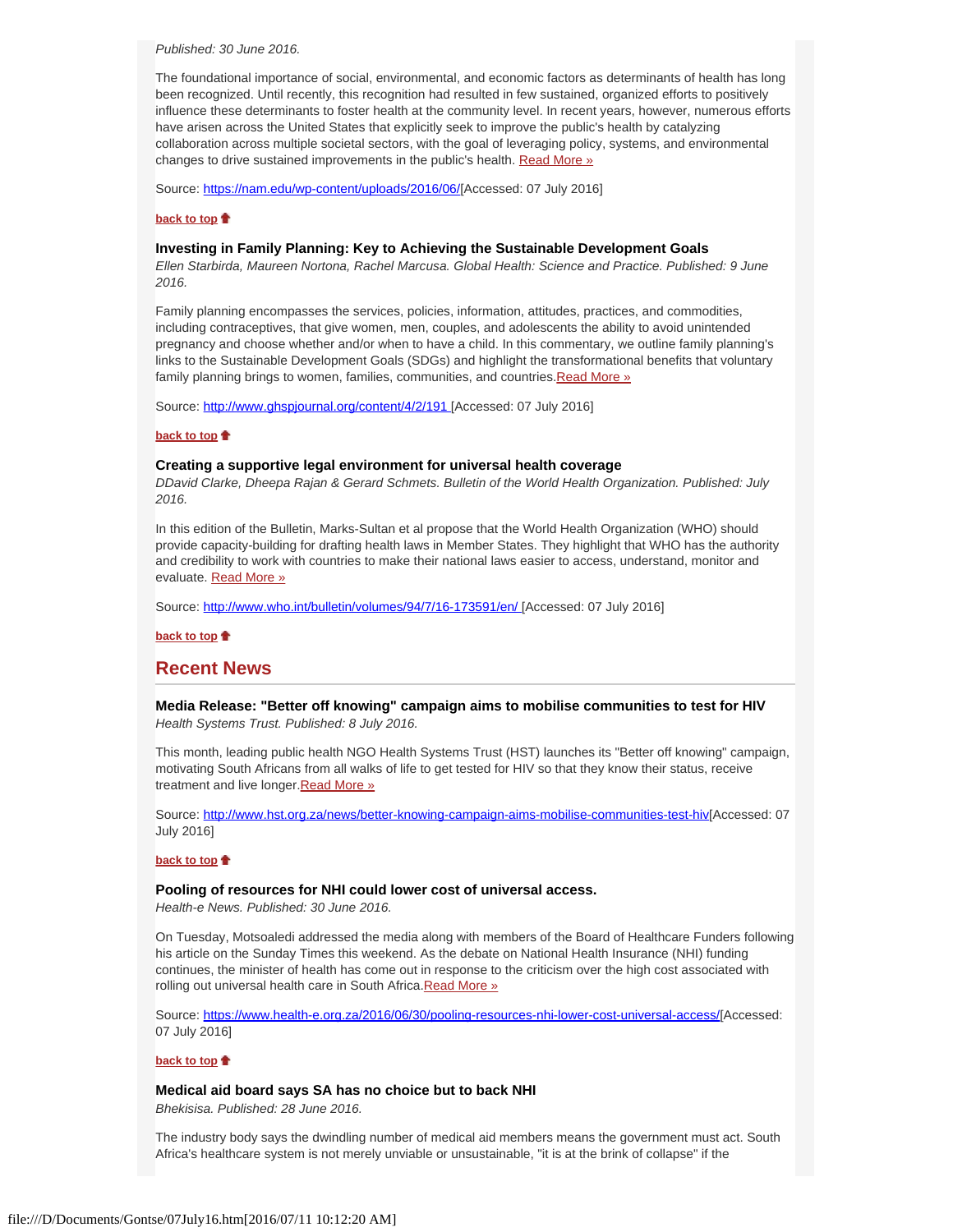*Published: 30 June 2016.*

The foundational importance of social, environmental, and economic factors as determinants of health has long been recognized. Until recently, this recognition had resulted in few sustained, organized efforts to positively influence these determinants to foster health at the community level. In recent years, however, numerous efforts have arisen across the United States that explicitly seek to improve the public's health by catalyzing collaboration across multiple societal sectors, with the goal of leveraging policy, systems, and environmental changes to drive sustained improvements in the public's health. Read More »

Source: https://nam.edu/wp-content/uploads/2016/06/[Accessed: 07 July 2016]

**back to top**

**Investing in Family Planning: Key to Achieving the Sustainable Development Goals**
*Ellen Starbirda, Maureen Nortona, Rachel Marcusa. Global Health: Science and Practice. Published: 9 June 2016.*

Family planning encompasses the services, policies, information, attitudes, practices, and commodities, including contraceptives, that give women, men, couples, and adolescents the ability to avoid unintended pregnancy and choose whether and/or when to have a child. In this commentary, we outline family planning's links to the Sustainable Development Goals (SDGs) and highlight the transformational benefits that voluntary family planning brings to women, families, communities, and countries.Read More »

Source: http://www.ghspjournal.org/content/4/2/191 [Accessed: 07 July 2016]

**back to top**

**Creating a supportive legal environment for universal health coverage**
*DDavid Clarke, Dheepa Rajan & Gerard Schmets. Bulletin of the World Health Organization. Published: July 2016.*

In this edition of the Bulletin, Marks-Sultan et al propose that the World Health Organization (WHO) should provide capacity-building for drafting health laws in Member States. They highlight that WHO has the authority and credibility to work with countries to make their national laws easier to access, understand, monitor and evaluate. Read More »

Source: http://www.who.int/bulletin/volumes/94/7/16-173591/en/ [Accessed: 07 July 2016]

**back to top**

## Recent News

**Media Release: "Better off knowing" campaign aims to mobilise communities to test for HIV**
*Health Systems Trust. Published: 8 July 2016.*

This month, leading public health NGO Health Systems Trust (HST) launches its "Better off knowing" campaign, motivating South Africans from all walks of life to get tested for HIV so that they know their status, receive treatment and live longer.Read More »

Source: http://www.hst.org.za/news/better-knowing-campaign-aims-mobilise-communities-test-hiv[Accessed: 07 July 2016]

**back to top**

**Pooling of resources for NHI could lower cost of universal access.**
*Health-e News. Published: 30 June 2016.*

On Tuesday, Motsoaledi addressed the media along with members of the Board of Healthcare Funders following his article on the Sunday Times this weekend. As the debate on National Health Insurance (NHI) funding continues, the minister of health has come out in response to the criticism over the high cost associated with rolling out universal health care in South Africa.Read More »

Source: https://www.health-e.org.za/2016/06/30/pooling-resources-nhi-lower-cost-universal-access/[Accessed: 07 July 2016]

**back to top**

**Medical aid board says SA has no choice but to back NHI**
*Bhekisisa. Published: 28 June 2016.*

The industry body says the dwindling number of medical aid members means the government must act. South Africa's healthcare system is not merely unviable or unsustainable, "it is at the brink of collapse" if the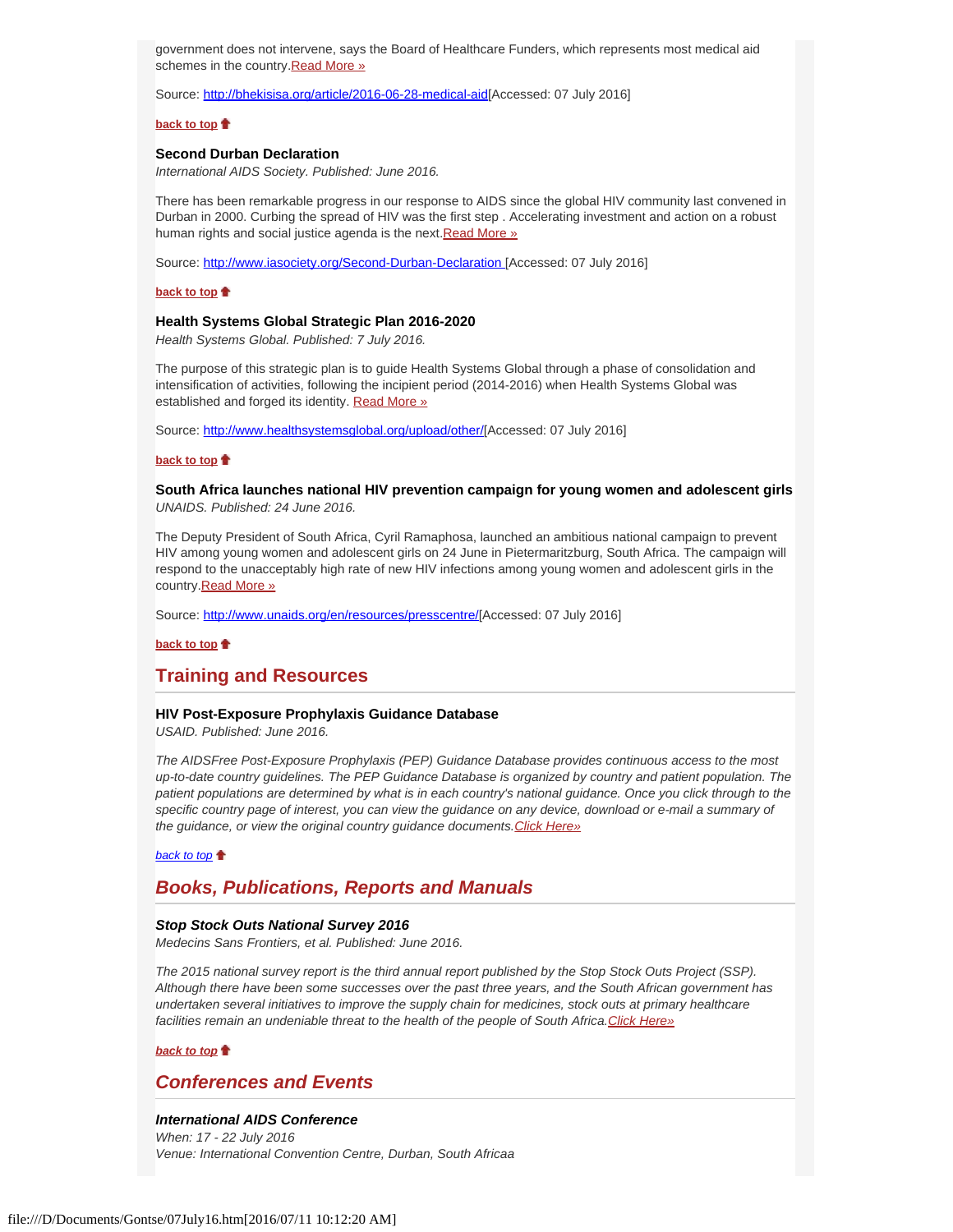government does not intervene, says the Board of Healthcare Funders, which represents most medical aid schemes in the country.[Read More »]

Source: http://bhekisisa.org/article/2016-06-28-medical-aid[Accessed: 07 July 2016]

**back to top**

### Second Durban Declaration

*International AIDS Society. Published: June 2016.*

There has been remarkable progress in our response to AIDS since the global HIV community last convened in Durban in 2000. Curbing the spread of HIV was the first step . Accelerating investment and action on a robust human rights and social justice agenda is the next.[Read More »]

Source: http://www.iasociety.org/Second-Durban-Declaration [Accessed: 07 July 2016]

**back to top**

### Health Systems Global Strategic Plan 2016-2020

*Health Systems Global. Published: 7 July 2016.*

The purpose of this strategic plan is to guide Health Systems Global through a phase of consolidation and intensification of activities, following the incipient period (2014-2016) when Health Systems Global was established and forged its identity. [Read More »]

Source: http://www.healthsystemsglobal.org/upload/other/[Accessed: 07 July 2016]

**back to top**

### South Africa launches national HIV prevention campaign for young women and adolescent girls

*UNAIDS. Published: 24 June 2016.*

The Deputy President of South Africa, Cyril Ramaphosa, launched an ambitious national campaign to prevent HIV among young women and adolescent girls on 24 June in Pietermaritzburg, South Africa. The campaign will respond to the unacceptably high rate of new HIV infections among young women and adolescent girls in the country.[Read More »]

Source: http://www.unaids.org/en/resources/presscentre/[Accessed: 07 July 2016]

**back to top**

## Training and Resources

### HIV Post-Exposure Prophylaxis Guidance Database

*USAID. Published: June 2016.*

*The AIDSFree Post-Exposure Prophylaxis (PEP) Guidance Database provides continuous access to the most up-to-date country guidelines. The PEP Guidance Database is organized by country and patient population. The patient populations are determined by what is in each country's national guidance. Once you click through to the specific country page of interest, you can view the guidance on any device, download or e-mail a summary of the guidance, or view the original country guidance documents.[Click Here»]*

*back to top*

## *Books, Publications, Reports and Manuals*

### *Stop Stock Outs National Survey 2016*

*Medecins Sans Frontiers, et al. Published: June 2016.*

*The 2015 national survey report is the third annual report published by the Stop Stock Outs Project (SSP). Although there have been some successes over the past three years, and the South African government has undertaken several initiatives to improve the supply chain for medicines, stock outs at primary healthcare facilities remain an undeniable threat to the health of the people of South Africa.[Click Here»]*

***back to top***

## *Conferences and Events*

### *International AIDS Conference*

*When: 17 - 22 July 2016*
*Venue: International Convention Centre, Durban, South Africaa*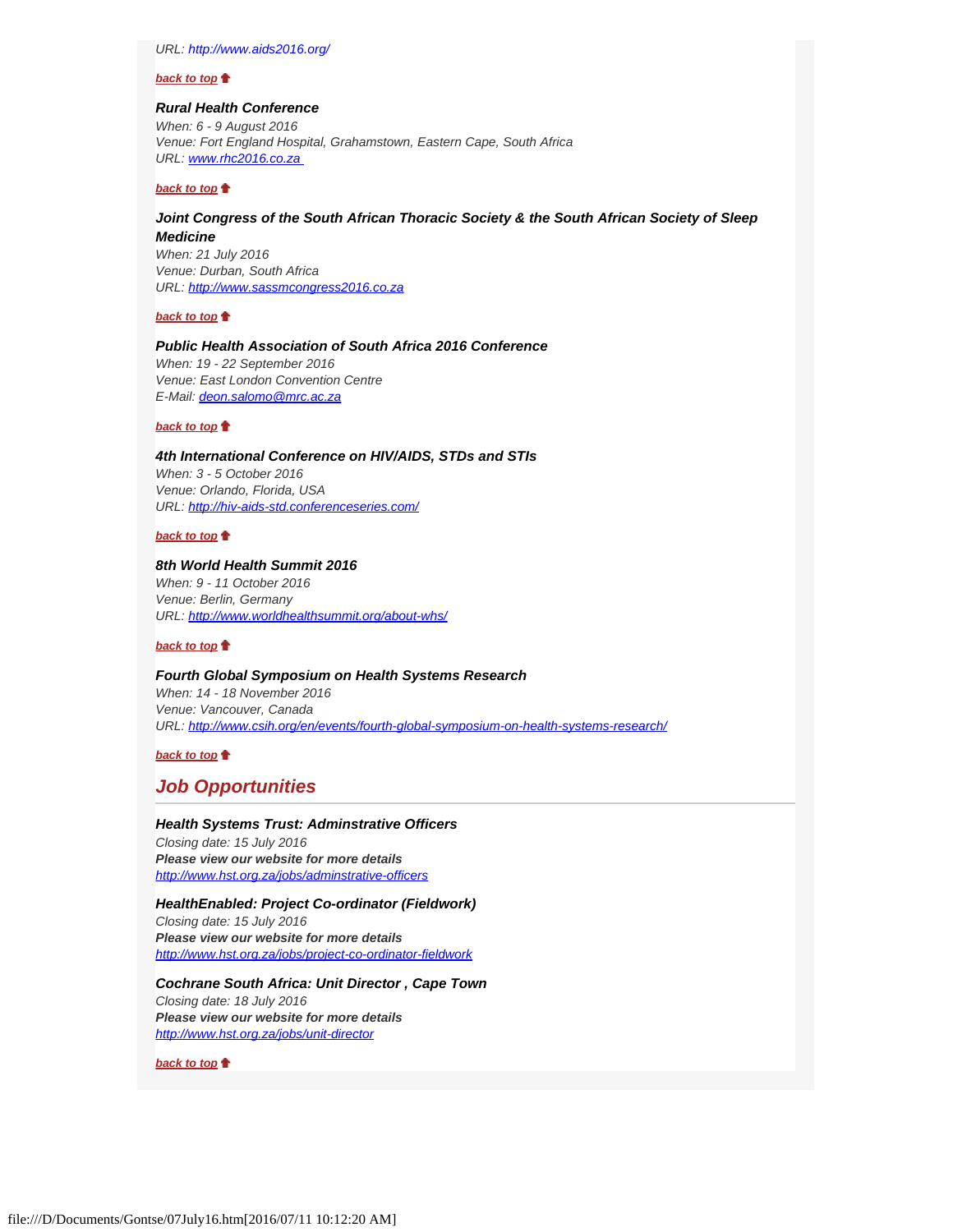*URL: [http://www.aids2016.org/](http://www.aids2016.org/)*

***back to top***

***Rural Health Conference***
*When: 6 - 9 August 2016*
*Venue: Fort England Hospital, Grahamstown, Eastern Cape, South Africa*
*URL: www.rhc2016.co.za*

***back to top***

***Joint Congress of the South African Thoracic Society & the South African Society of Sleep Medicine***
*When: 21 July 2016*
*Venue: Durban, South Africa*
*URL: http://www.sassmcongress2016.co.za*

***back to top***

***Public Health Association of South Africa 2016 Conference***
*When: 19 - 22 September 2016*
*Venue: East London Convention Centre*
*E-Mail: deon.salomo@mrc.ac.za*

***back to top***

***4th International Conference on HIV/AIDS, STDs and STIs***
*When: 3 - 5 October 2016*
*Venue: Orlando, Florida, USA*
*URL: http://hiv-aids-std.conferenceseries.com/*

***back to top***

***8th World Health Summit 2016***
*When: 9 - 11 October 2016*
*Venue: Berlin, Germany*
*URL: http://www.worldhealthsummit.org/about-whs/*

***back to top***

***Fourth Global Symposium on Health Systems Research***
*When: 14 - 18 November 2016*
*Venue: Vancouver, Canada*
*URL: http://www.csih.org/en/events/fourth-global-symposium-on-health-systems-research/*

***back to top***

## *Job Opportunities*

***Health Systems Trust: Adminstrative Officers***
*Closing date: 15 July 2016*
***Please view our website for more details***
*http://www.hst.org.za/jobs/adminstrative-officers*

***HealthEnabled: Project Co-ordinator (Fieldwork)***
*Closing date: 15 July 2016*
***Please view our website for more details***
*http://www.hst.org.za/jobs/project-co-ordinator-fieldwork*

***Cochrane South Africa: Unit Director , Cape Town***
*Closing date: 18 July 2016*
***Please view our website for more details***
*http://www.hst.org.za/jobs/unit-director*

***back to top***